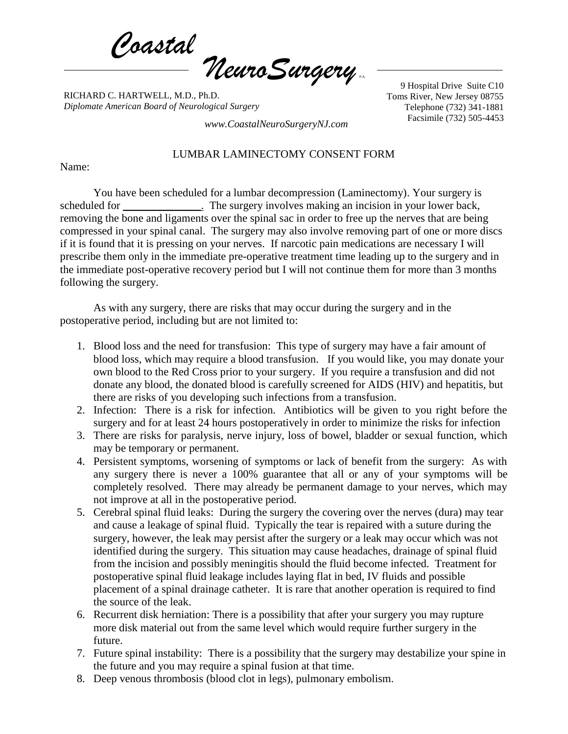*Coastal NeuroSurgery* P.A.

RICHARD C. HARTWELL, M.D., Ph.D.
*Diplomate American Board of Neurological Surgery*

9 Hospital Drive Suite C10
Toms River, New Jersey 08755
Telephone (732) 341-1881
Facsimile (732) 505-4453

*www.CoastalNeuroSurgeryNJ.com*

## LUMBAR LAMINECTOMY CONSENT FORM

Name:

You have been scheduled for a lumbar decompression (Laminectomy). Your surgery is scheduled for ______________. The surgery involves making an incision in your lower back, removing the bone and ligaments over the spinal sac in order to free up the nerves that are being compressed in your spinal canal. The surgery may also involve removing part of one or more discs if it is found that it is pressing on your nerves. If narcotic pain medications are necessary I will prescribe them only in the immediate pre-operative treatment time leading up to the surgery and in the immediate post-operative recovery period but I will not continue them for more than 3 months following the surgery.

As with any surgery, there are risks that may occur during the surgery and in the postoperative period, including but are not limited to:

1. Blood loss and the need for transfusion: This type of surgery may have a fair amount of blood loss, which may require a blood transfusion. If you would like, you may donate your own blood to the Red Cross prior to your surgery. If you require a transfusion and did not donate any blood, the donated blood is carefully screened for AIDS (HIV) and hepatitis, but there are risks of you developing such infections from a transfusion.
2. Infection: There is a risk for infection. Antibiotics will be given to you right before the surgery and for at least 24 hours postoperatively in order to minimize the risks for infection
3. There are risks for paralysis, nerve injury, loss of bowel, bladder or sexual function, which may be temporary or permanent.
4. Persistent symptoms, worsening of symptoms or lack of benefit from the surgery: As with any surgery there is never a 100% guarantee that all or any of your symptoms will be completely resolved. There may already be permanent damage to your nerves, which may not improve at all in the postoperative period.
5. Cerebral spinal fluid leaks: During the surgery the covering over the nerves (dura) may tear and cause a leakage of spinal fluid. Typically the tear is repaired with a suture during the surgery, however, the leak may persist after the surgery or a leak may occur which was not identified during the surgery. This situation may cause headaches, drainage of spinal fluid from the incision and possibly meningitis should the fluid become infected. Treatment for postoperative spinal fluid leakage includes laying flat in bed, IV fluids and possible placement of a spinal drainage catheter. It is rare that another operation is required to find the source of the leak.
6. Recurrent disk herniation: There is a possibility that after your surgery you may rupture more disk material out from the same level which would require further surgery in the future.
7. Future spinal instability: There is a possibility that the surgery may destabilize your spine in the future and you may require a spinal fusion at that time.
8. Deep venous thrombosis (blood clot in legs), pulmonary embolism.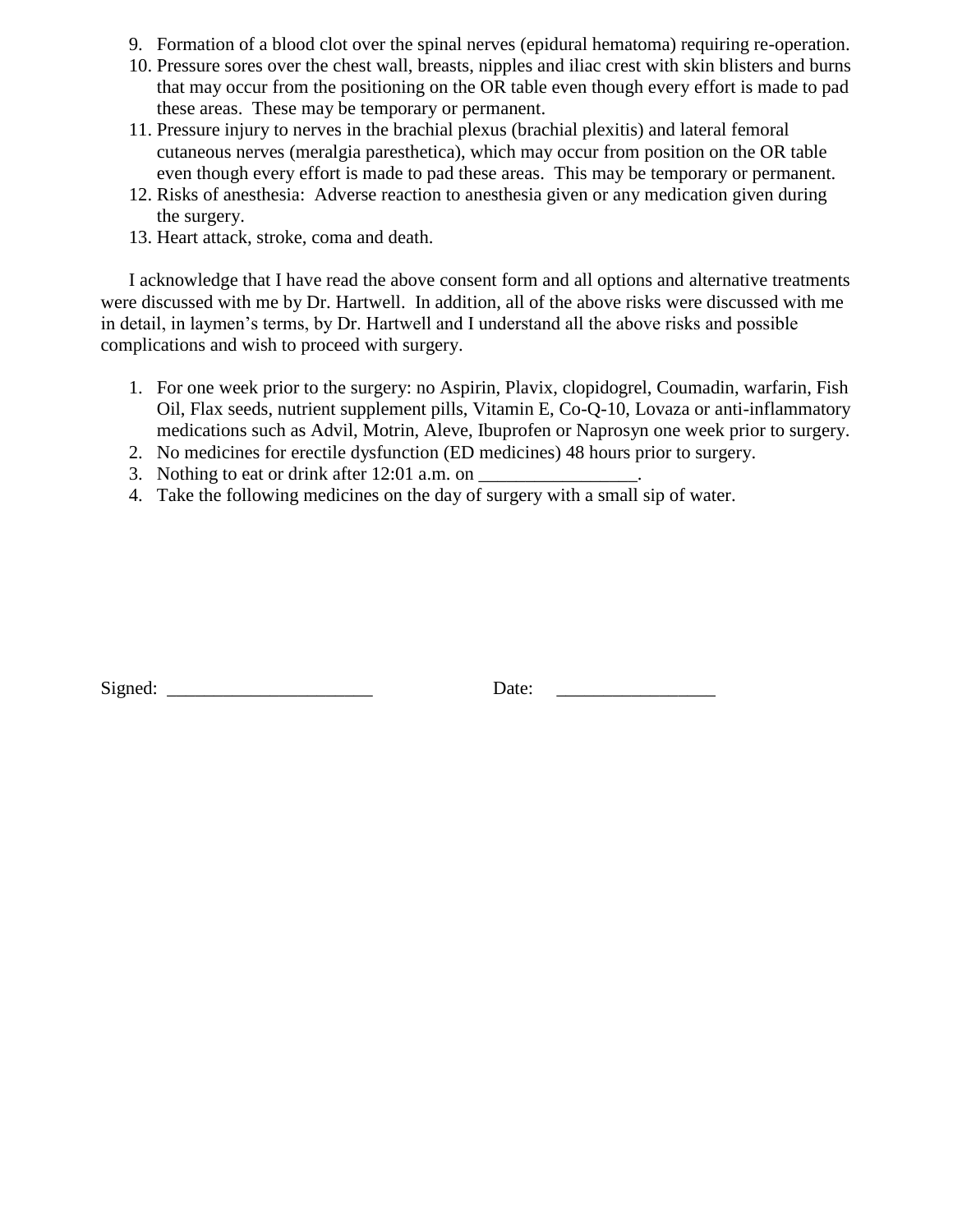9. Formation of a blood clot over the spinal nerves (epidural hematoma) requiring re-operation.
10. Pressure sores over the chest wall, breasts, nipples and iliac crest with skin blisters and burns that may occur from the positioning on the OR table even though every effort is made to pad these areas. These may be temporary or permanent.
11. Pressure injury to nerves in the brachial plexus (brachial plexitis) and lateral femoral cutaneous nerves (meralgia paresthetica), which may occur from position on the OR table even though every effort is made to pad these areas. This may be temporary or permanent.
12. Risks of anesthesia: Adverse reaction to anesthesia given or any medication given during the surgery.
13. Heart attack, stroke, coma and death.

I acknowledge that I have read the above consent form and all options and alternative treatments were discussed with me by Dr. Hartwell. In addition, all of the above risks were discussed with me in detail, in laymen's terms, by Dr. Hartwell and I understand all the above risks and possible complications and wish to proceed with surgery.

1. For one week prior to the surgery: no Aspirin, Plavix, clopidogrel, Coumadin, warfarin, Fish Oil, Flax seeds, nutrient supplement pills, Vitamin E, Co-Q-10, Lovaza or anti-inflammatory medications such as Advil, Motrin, Aleve, Ibuprofen or Naprosyn one week prior to surgery.
2. No medicines for erectile dysfunction (ED medicines) 48 hours prior to surgery.
3. Nothing to eat or drink after 12:01 a.m. on _________________.
4. Take the following medicines on the day of surgery with a small sip of water.

Signed: ______________________ Date: _________________